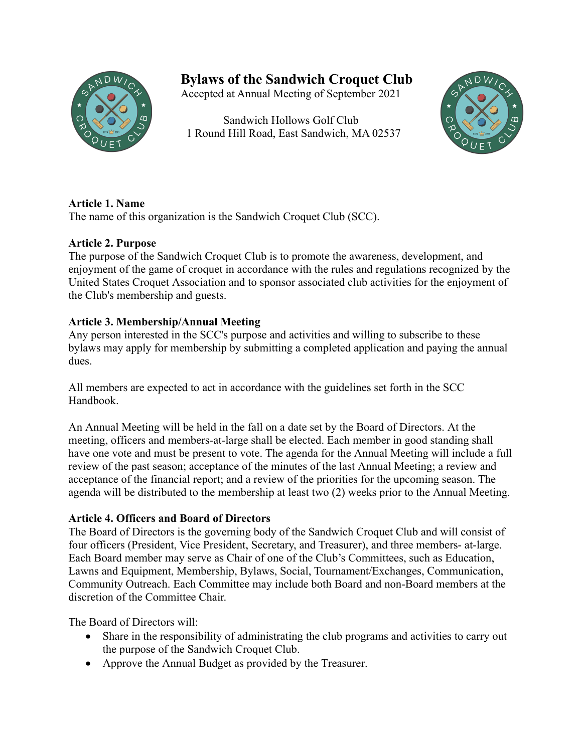# Bylaws of the Sandwich Croquet Club

Accepted at Annual Meeting of September 2021

Sandwich Hollows Golf Club
1 Round Hill Road, East Sandwich, MA 02537

**Article 1. Name**
The name of this organization is the Sandwich Croquet Club (SCC).

**Article 2. Purpose**
The purpose of the Sandwich Croquet Club is to promote the awareness, development, and enjoyment of the game of croquet in accordance with the rules and regulations recognized by the United States Croquet Association and to sponsor associated club activities for the enjoyment of the Club's membership and guests.

**Article 3. Membership/Annual Meeting**
Any person interested in the SCC's purpose and activities and willing to subscribe to these bylaws may apply for membership by submitting a completed application and paying the annual dues.

All members are expected to act in accordance with the guidelines set forth in the SCC Handbook.

An Annual Meeting will be held in the fall on a date set by the Board of Directors. At the meeting, officers and members-at-large shall be elected. Each member in good standing shall have one vote and must be present to vote. The agenda for the Annual Meeting will include a full review of the past season; acceptance of the minutes of the last Annual Meeting; a review and acceptance of the financial report; and a review of the priorities for the upcoming season. The agenda will be distributed to the membership at least two (2) weeks prior to the Annual Meeting.

**Article 4. Officers and Board of Directors**
The Board of Directors is the governing body of the Sandwich Croquet Club and will consist of four officers (President, Vice President, Secretary, and Treasurer), and three members- at-large. Each Board member may serve as Chair of one of the Club's Committees, such as Education, Lawns and Equipment, Membership, Bylaws, Social, Tournament/Exchanges, Communication, Community Outreach. Each Committee may include both Board and non-Board members at the discretion of the Committee Chair.

The Board of Directors will:

- Share in the responsibility of administrating the club programs and activities to carry out the purpose of the Sandwich Croquet Club.
- Approve the Annual Budget as provided by the Treasurer.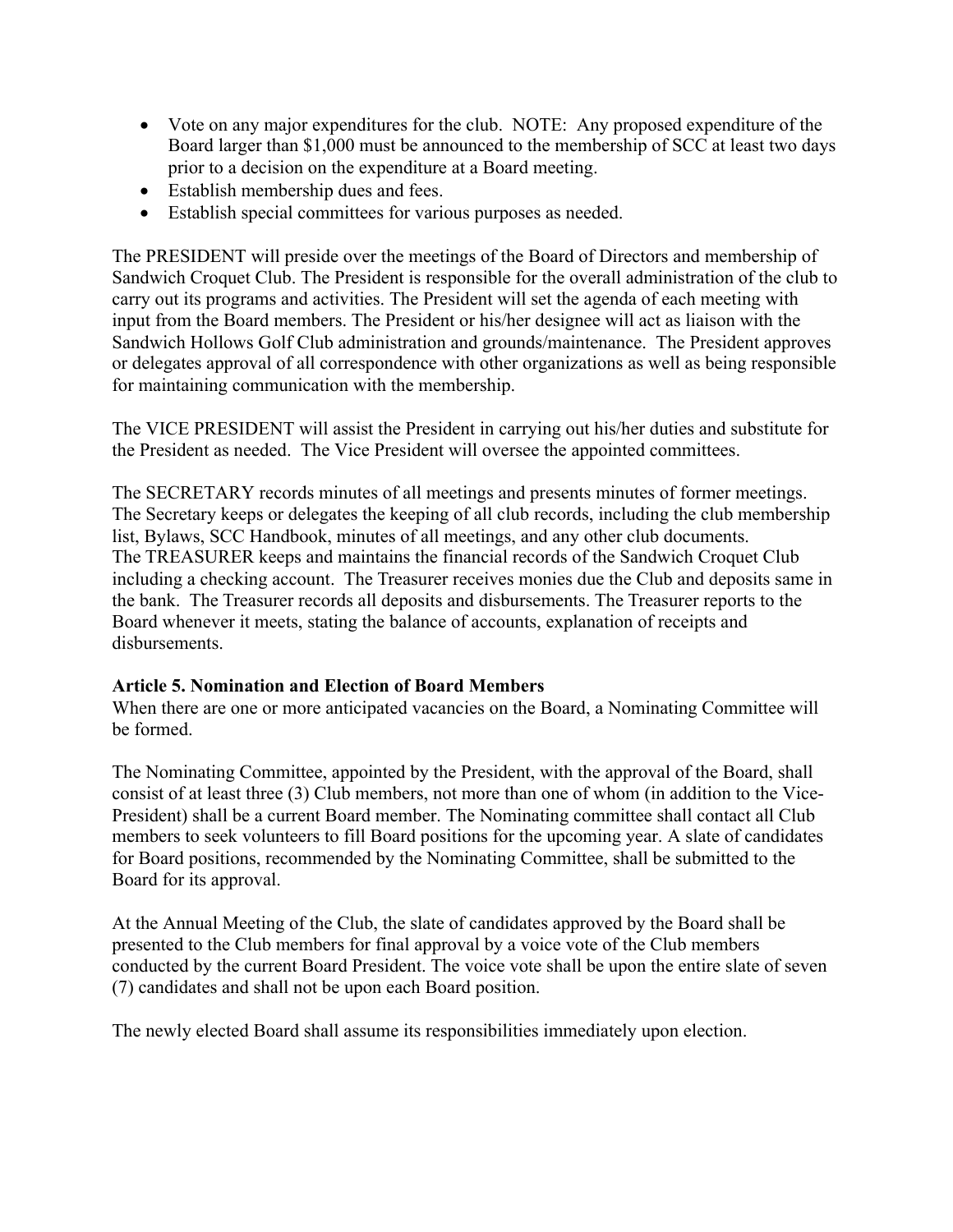- Vote on any major expenditures for the club. NOTE: Any proposed expenditure of the Board larger than $1,000 must be announced to the membership of SCC at least two days prior to a decision on the expenditure at a Board meeting.
- Establish membership dues and fees.
- Establish special committees for various purposes as needed.

The PRESIDENT will preside over the meetings of the Board of Directors and membership of Sandwich Croquet Club. The President is responsible for the overall administration of the club to carry out its programs and activities. The President will set the agenda of each meeting with input from the Board members. The President or his/her designee will act as liaison with the Sandwich Hollows Golf Club administration and grounds/maintenance. The President approves or delegates approval of all correspondence with other organizations as well as being responsible for maintaining communication with the membership.

The VICE PRESIDENT will assist the President in carrying out his/her duties and substitute for the President as needed. The Vice President will oversee the appointed committees.

The SECRETARY records minutes of all meetings and presents minutes of former meetings. The Secretary keeps or delegates the keeping of all club records, including the club membership list, Bylaws, SCC Handbook, minutes of all meetings, and any other club documents.
The TREASURER keeps and maintains the financial records of the Sandwich Croquet Club including a checking account. The Treasurer receives monies due the Club and deposits same in the bank. The Treasurer records all deposits and disbursements. The Treasurer reports to the Board whenever it meets, stating the balance of accounts, explanation of receipts and disbursements.

**Article 5. Nomination and Election of Board Members**

When there are one or more anticipated vacancies on the Board, a Nominating Committee will be formed.

The Nominating Committee, appointed by the President, with the approval of the Board, shall consist of at least three (3) Club members, not more than one of whom (in addition to the Vice-President) shall be a current Board member. The Nominating committee shall contact all Club members to seek volunteers to fill Board positions for the upcoming year. A slate of candidates for Board positions, recommended by the Nominating Committee, shall be submitted to the Board for its approval.

At the Annual Meeting of the Club, the slate of candidates approved by the Board shall be presented to the Club members for final approval by a voice vote of the Club members conducted by the current Board President. The voice vote shall be upon the entire slate of seven (7) candidates and shall not be upon each Board position.

The newly elected Board shall assume its responsibilities immediately upon election.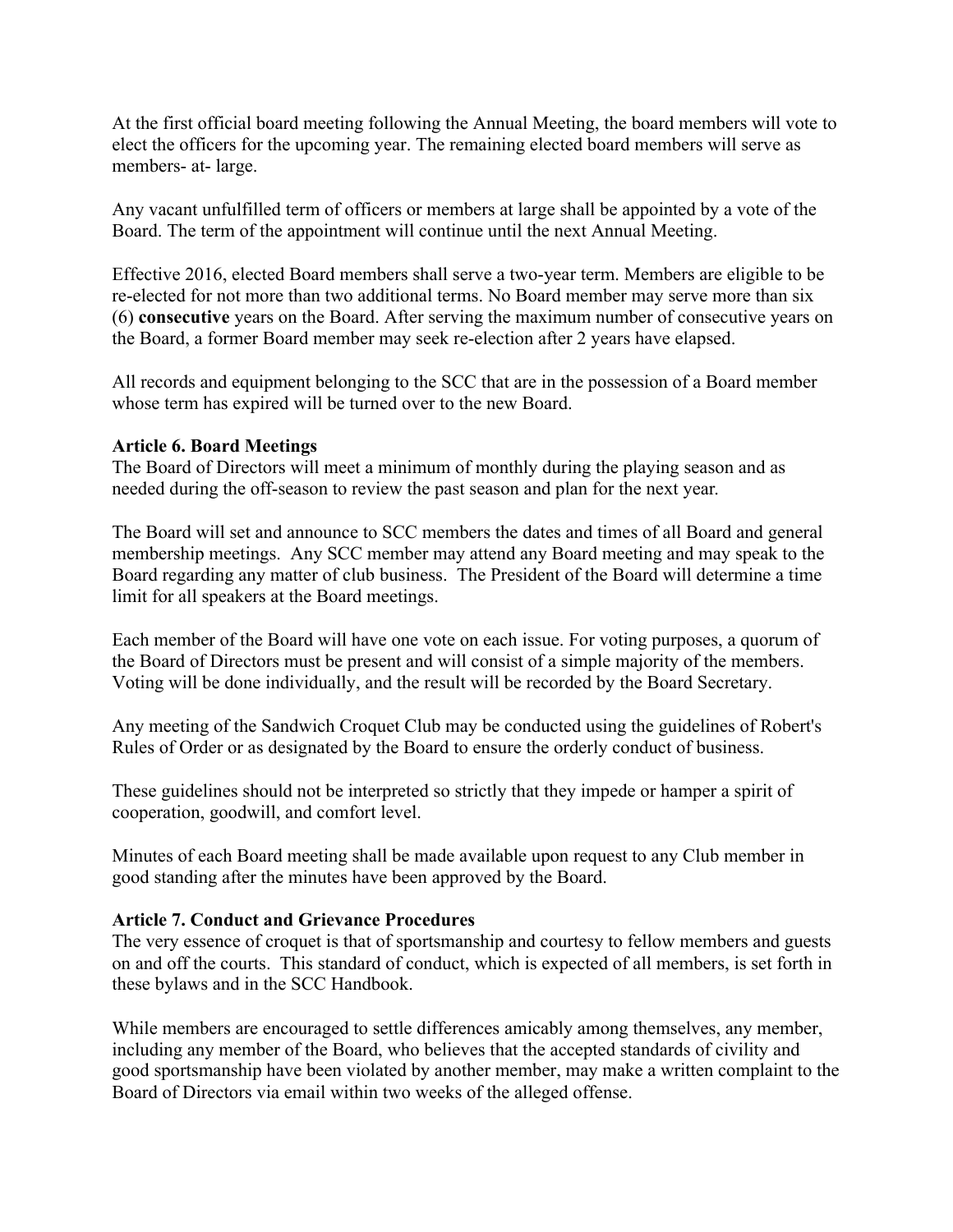At the first official board meeting following the Annual Meeting, the board members will vote to elect the officers for the upcoming year. The remaining elected board members will serve as members- at- large.

Any vacant unfulfilled term of officers or members at large shall be appointed by a vote of the Board. The term of the appointment will continue until the next Annual Meeting.

Effective 2016, elected Board members shall serve a two-year term. Members are eligible to be re-elected for not more than two additional terms. No Board member may serve more than six (6) **consecutive** years on the Board. After serving the maximum number of consecutive years on the Board, a former Board member may seek re-election after 2 years have elapsed.

All records and equipment belonging to the SCC that are in the possession of a Board member whose term has expired will be turned over to the new Board.

**Article 6. Board Meetings**

The Board of Directors will meet a minimum of monthly during the playing season and as needed during the off-season to review the past season and plan for the next year.

The Board will set and announce to SCC members the dates and times of all Board and general membership meetings. Any SCC member may attend any Board meeting and may speak to the Board regarding any matter of club business. The President of the Board will determine a time limit for all speakers at the Board meetings.

Each member of the Board will have one vote on each issue. For voting purposes, a quorum of the Board of Directors must be present and will consist of a simple majority of the members. Voting will be done individually, and the result will be recorded by the Board Secretary.

Any meeting of the Sandwich Croquet Club may be conducted using the guidelines of Robert's Rules of Order or as designated by the Board to ensure the orderly conduct of business.

These guidelines should not be interpreted so strictly that they impede or hamper a spirit of cooperation, goodwill, and comfort level.

Minutes of each Board meeting shall be made available upon request to any Club member in good standing after the minutes have been approved by the Board.

**Article 7. Conduct and Grievance Procedures**

The very essence of croquet is that of sportsmanship and courtesy to fellow members and guests on and off the courts. This standard of conduct, which is expected of all members, is set forth in these bylaws and in the SCC Handbook.

While members are encouraged to settle differences amicably among themselves, any member, including any member of the Board, who believes that the accepted standards of civility and good sportsmanship have been violated by another member, may make a written complaint to the Board of Directors via email within two weeks of the alleged offense.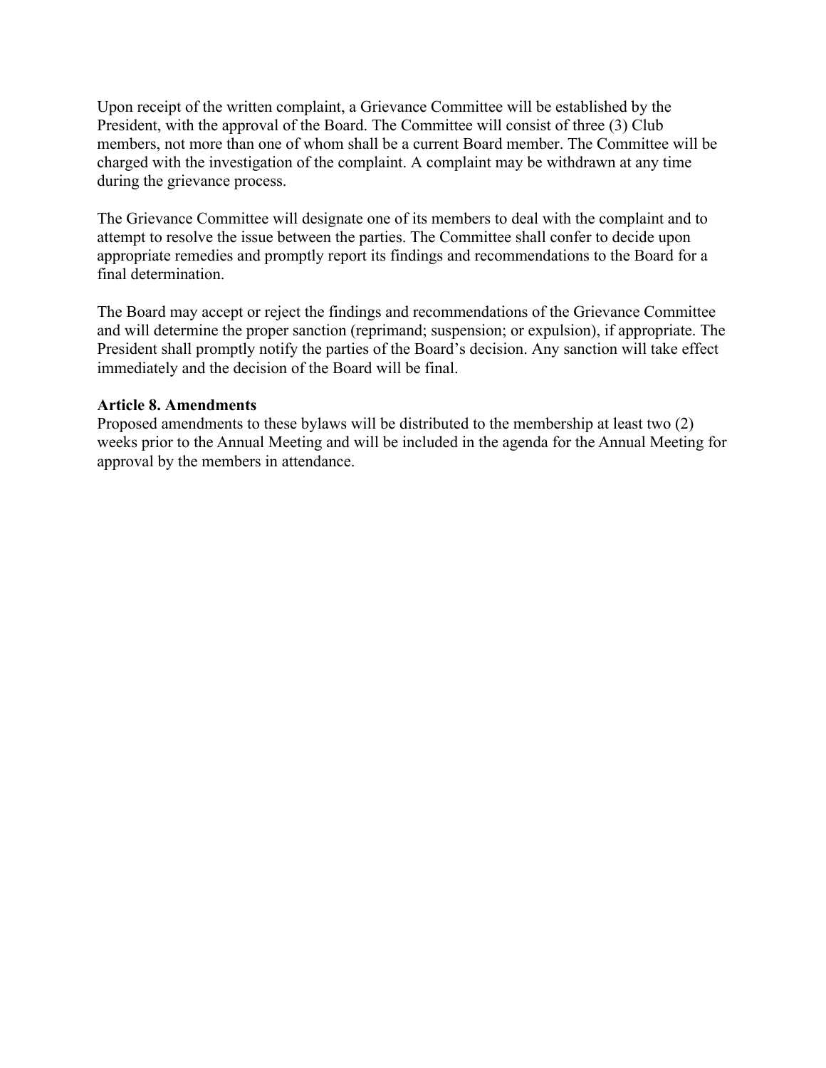Upon receipt of the written complaint, a Grievance Committee will be established by the President, with the approval of the Board. The Committee will consist of three (3) Club members, not more than one of whom shall be a current Board member. The Committee will be charged with the investigation of the complaint. A complaint may be withdrawn at any time during the grievance process.

The Grievance Committee will designate one of its members to deal with the complaint and to attempt to resolve the issue between the parties. The Committee shall confer to decide upon appropriate remedies and promptly report its findings and recommendations to the Board for a final determination.

The Board may accept or reject the findings and recommendations of the Grievance Committee and will determine the proper sanction (reprimand; suspension; or expulsion), if appropriate. The President shall promptly notify the parties of the Board's decision. Any sanction will take effect immediately and the decision of the Board will be final.

**Article 8. Amendments**

Proposed amendments to these bylaws will be distributed to the membership at least two (2) weeks prior to the Annual Meeting and will be included in the agenda for the Annual Meeting for approval by the members in attendance.